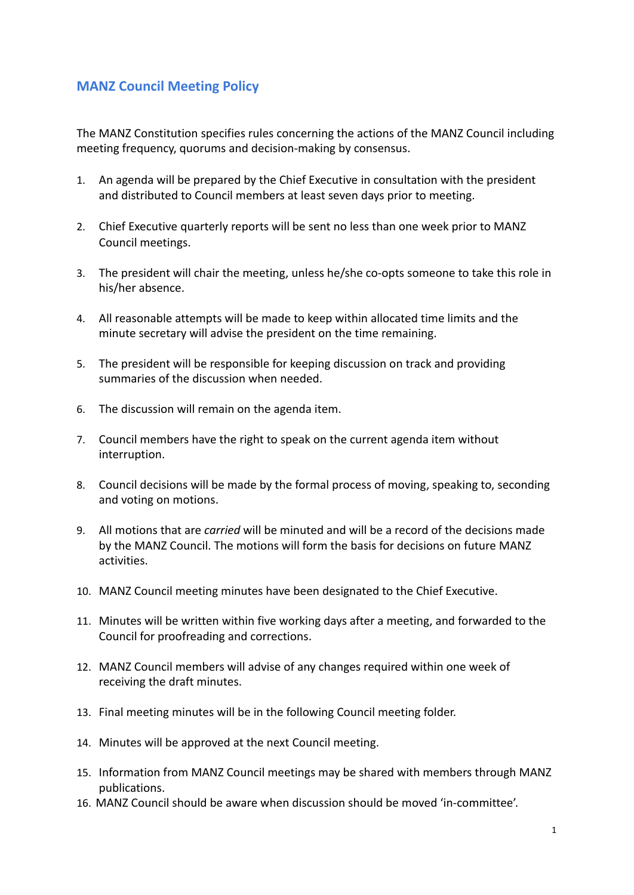## MANZ Council Meeting Policy

The MANZ Constitution specifies rules concerning the actions of the MANZ Council including meeting frequency, quorums and decision-making by consensus.

1. An agenda will be prepared by the Chief Executive in consultation with the president and distributed to Council members at least seven days prior to meeting.

2. Chief Executive quarterly reports will be sent no less than one week prior to MANZ Council meetings.

3. The president will chair the meeting, unless he/she co-opts someone to take this role in his/her absence.

4. All reasonable attempts will be made to keep within allocated time limits and the minute secretary will advise the president on the time remaining.

5. The president will be responsible for keeping discussion on track and providing summaries of the discussion when needed.

6. The discussion will remain on the agenda item.

7. Council members have the right to speak on the current agenda item without interruption.

8. Council decisions will be made by the formal process of moving, speaking to, seconding and voting on motions.

9. All motions that are *carried* will be minuted and will be a record of the decisions made by the MANZ Council. The motions will form the basis for decisions on future MANZ activities.

10. MANZ Council meeting minutes have been designated to the Chief Executive.

11. Minutes will be written within five working days after a meeting, and forwarded to the Council for proofreading and corrections.

12. MANZ Council members will advise of any changes required within one week of receiving the draft minutes.

13. Final meeting minutes will be in the following Council meeting folder.

14. Minutes will be approved at the next Council meeting.

15. Information from MANZ Council meetings may be shared with members through MANZ publications.

16. MANZ Council should be aware when discussion should be moved 'in-committee'.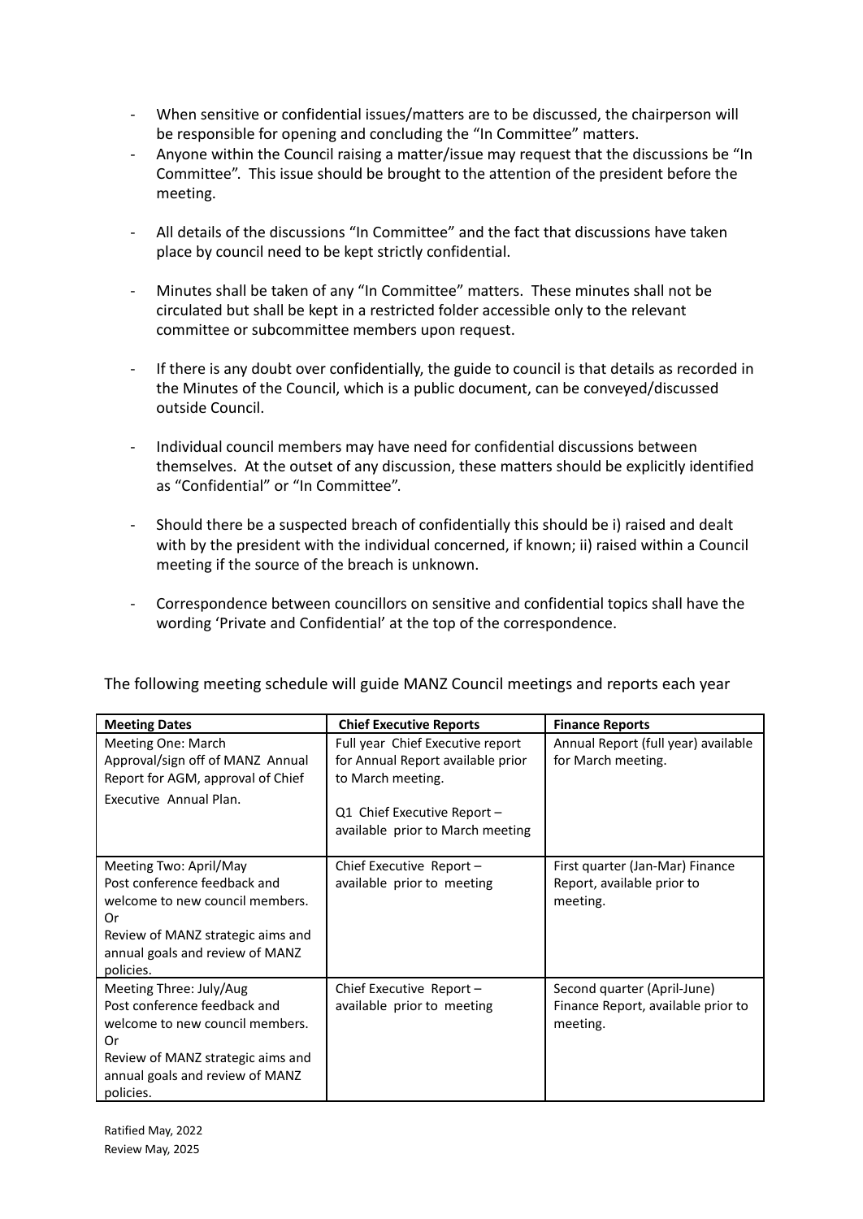- When sensitive or confidential issues/matters are to be discussed, the chairperson will be responsible for opening and concluding the "In Committee" matters.
- Anyone within the Council raising a matter/issue may request that the discussions be "In Committee". This issue should be brought to the attention of the president before the meeting.
- All details of the discussions "In Committee" and the fact that discussions have taken place by council need to be kept strictly confidential.
- Minutes shall be taken of any "In Committee" matters. These minutes shall not be circulated but shall be kept in a restricted folder accessible only to the relevant committee or subcommittee members upon request.
- If there is any doubt over confidentially, the guide to council is that details as recorded in the Minutes of the Council, which is a public document, can be conveyed/discussed outside Council.
- Individual council members may have need for confidential discussions between themselves. At the outset of any discussion, these matters should be explicitly identified as "Confidential" or "In Committee".
- Should there be a suspected breach of confidentially this should be i) raised and dealt with by the president with the individual concerned, if known; ii) raised within a Council meeting if the source of the breach is unknown.
- Correspondence between councillors on sensitive and confidential topics shall have the wording 'Private and Confidential' at the top of the correspondence.

The following meeting schedule will guide MANZ Council meetings and reports each year

| Meeting Dates | Chief Executive Reports | Finance Reports |
|---|---|---|
| Meeting One: March<br>Approval/sign off of MANZ Annual Report for AGM, approval of Chief Executive Annual Plan. | Full year Chief Executive report for Annual Report available prior to March meeting.<br><br>Q1 Chief Executive Report – available prior to March meeting | Annual Report (full year) available for March meeting. |
| Meeting Two: April/May<br>Post conference feedback and welcome to new council members.<br>Or<br>Review of MANZ strategic aims and annual goals and review of MANZ policies. | Chief Executive Report – available prior to meeting | First quarter (Jan-Mar) Finance Report, available prior to meeting. |
| Meeting Three: July/Aug<br>Post conference feedback and welcome to new council members.<br>Or<br>Review of MANZ strategic aims and annual goals and review of MANZ policies. | Chief Executive Report – available prior to meeting | Second quarter (April-June) Finance Report, available prior to meeting. |

Ratified May, 2022
Review May, 2025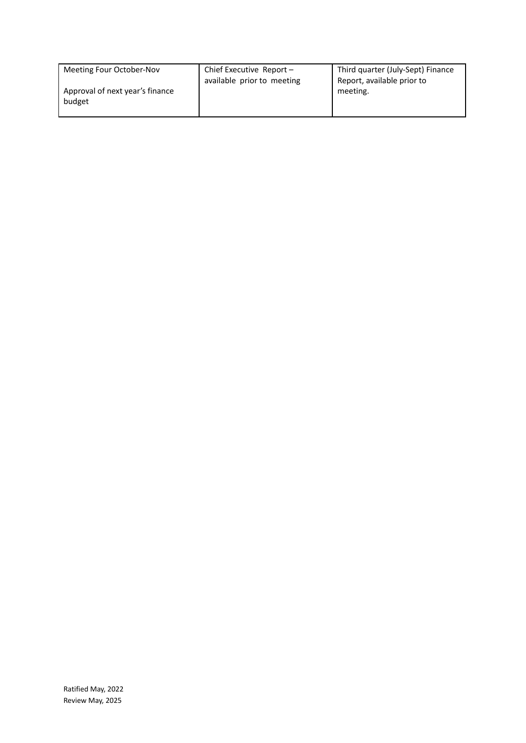| | | |
|---|---|---|
| Meeting Four October-Nov<br><br>Approval of next year's finance budget | Chief Executive Report – available prior to meeting | Third quarter (July-Sept) Finance Report, available prior to meeting. |

Ratified May, 2022
Review May, 2025